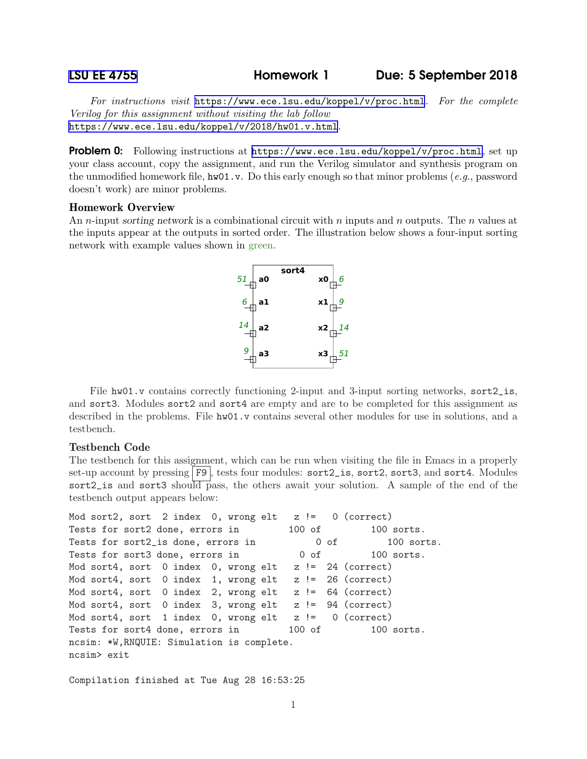# LSU EE 4755 Homework 1 Due: 5 September 2018

*For instructions visit* https://www.ece.lsu.edu/koppel/v/proc.html*. For the complete Verilog for this assignment without visiting the lab follow* https://www.ece.lsu.edu/koppel/v/2018/hw01.v.html*.*

**Problem 0:** Following instructions at https://www.ece.lsu.edu/koppel/v/proc.html, set up your class account, copy the assignment, and run the Verilog simulator and synthesis program on the unmodified homework file, hw01.v. Do this early enough so that minor problems (*e.g.*, password doesn't work) are minor problems.

### Homework Overview

An $n$-input *sorting network* is a combinational circuit with $n$ inputs and $n$ outputs. The $n$ values at the inputs appear at the outputs in sorted order. The illustration below shows a four-input sorting network with example values shown in green.

| Input | Value | Output | Value |
|---|---|---|---|
| a0 | 51 | x0 | 6 |
| a1 | 6 | x1 | 9 |
| a2 | 14 | x2 | 14 |
| a3 | 9 | x3 | 51 |

(sort4)

File hw01.v contains correctly functioning 2-input and 3-input sorting networks, sort2_is, and sort3. Modules sort2 and sort4 are empty and are to be completed for this assignment as described in the problems. File hw01.v contains several other modules for use in solutions, and a testbench.

### Testbench Code

The testbench for this assignment, which can be run when visiting the file in Emacs in a properly set-up account by pressing F9, tests four modules: sort2_is, sort2, sort3, and sort4. Modules sort2_is and sort3 should pass, the others await your solution. A sample of the end of the testbench output appears below:

```
Mod sort2, sort  2 index  0, wrong elt   z !=   0 (correct)
Tests for sort2 done, errors in         100 of         100 sorts.
Tests for sort2_is done, errors in           0 of         100 sorts.
Tests for sort3 done, errors in           0 of         100 sorts.
Mod sort4, sort  0 index  0, wrong elt   z !=  24 (correct)
Mod sort4, sort  0 index  1, wrong elt   z !=  26 (correct)
Mod sort4, sort  0 index  2, wrong elt   z !=  64 (correct)
Mod sort4, sort  0 index  3, wrong elt   z !=  94 (correct)
Mod sort4, sort  1 index  0, wrong elt   z !=   0 (correct)
Tests for sort4 done, errors in         100 of         100 sorts.
ncsim: *W,RNQUIE: Simulation is complete.
ncsim> exit

Compilation finished at Tue Aug 28 16:53:25
```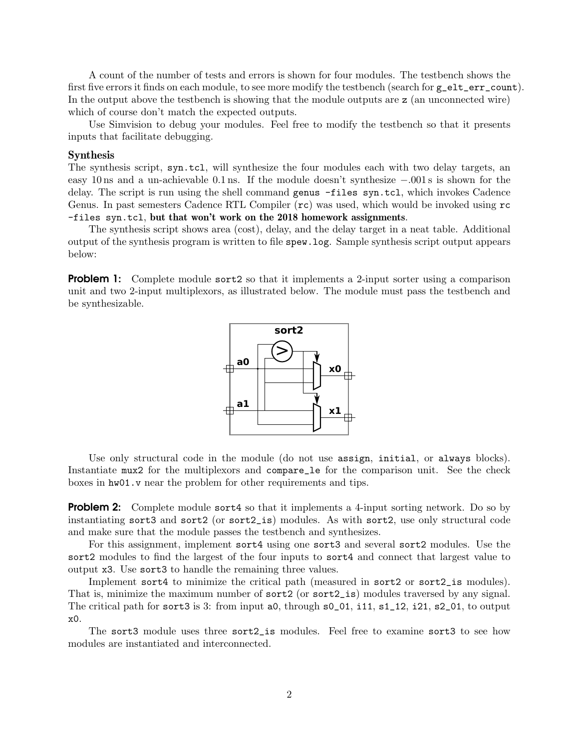A count of the number of tests and errors is shown for four modules. The testbench shows the first five errors it finds on each module, to see more modify the testbench (search for `g_elt_err_count`). In the output above the testbench is showing that the module outputs are `z` (an unconnected wire) which of course don't match the expected outputs.

Use Simvision to debug your modules. Feel free to modify the testbench so that it presents inputs that facilitate debugging.

### Synthesis

The synthesis script, `syn.tcl`, will synthesize the four modules each with two delay targets, an easy 10 ns and a un-achievable 0.1 ns. If the module doesn't synthesize −.001 s is shown for the delay. The script is run using the shell command `genus -files syn.tcl`, which invokes Cadence Genus. In past semesters Cadence RTL Compiler (`rc`) was used, which would be invoked using `rc -files syn.tcl`, **but that won't work on the 2018 homework assignments**.

The synthesis script shows area (cost), delay, and the delay target in a neat table. Additional output of the synthesis program is written to file `spew.log`. Sample synthesis script output appears below:

**Problem 1:** Complete module `sort2` so that it implements a 2-input sorter using a comparison unit and two 2-input multiplexors, as illustrated below. The module must pass the testbench and be synthesizable.

sort2

a0

x0

a1

x1

Use only structural code in the module (do not use `assign`, `initial`, or `always` blocks). Instantiate `mux2` for the multiplexors and `compare_le` for the comparison unit. See the check boxes in `hw01.v` near the problem for other requirements and tips.

**Problem 2:** Complete module `sort4` so that it implements a 4-input sorting network. Do so by instantiating `sort3` and `sort2` (or `sort2_is`) modules. As with `sort2`, use only structural code and make sure that the module passes the testbench and synthesizes.

For this assignment, implement `sort4` using one `sort3` and several `sort2` modules. Use the `sort2` modules to find the largest of the four inputs to `sort4` and connect that largest value to output `x3`. Use `sort3` to handle the remaining three values.

Implement `sort4` to minimize the critical path (measured in `sort2` or `sort2_is` modules). That is, minimize the maximum number of `sort2` (or `sort2_is`) modules traversed by any signal. The critical path for `sort3` is 3: from input `a0`, through `s0_01`, `i11`, `s1_12`, `i21`, `s2_01`, to output `x0`.

The `sort3` module uses three `sort2_is` modules. Feel free to examine `sort3` to see how modules are instantiated and interconnected.